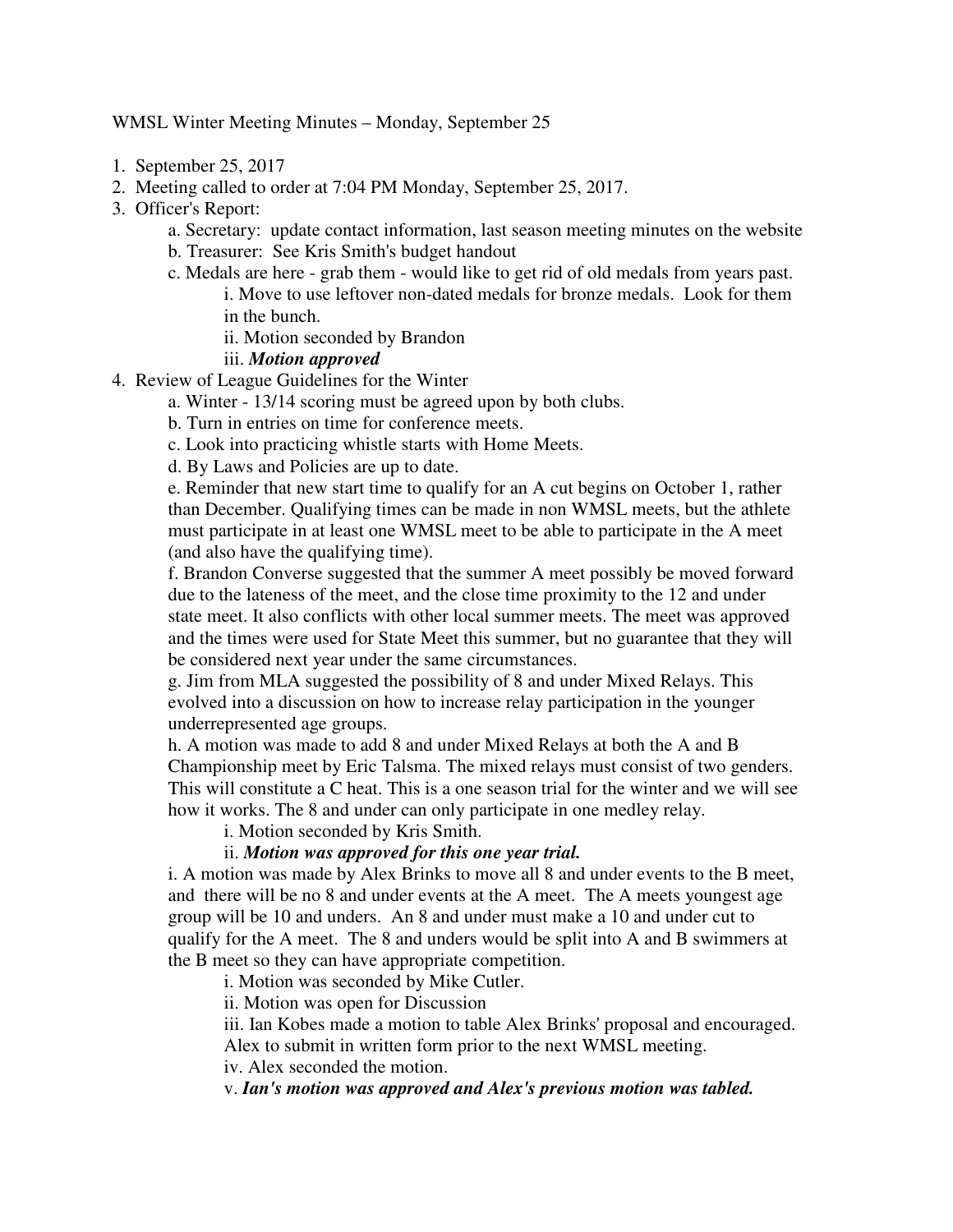WMSL Winter Meeting Minutes – Monday, September 25

1. September 25, 2017
2. Meeting called to order at 7:04 PM Monday, September 25, 2017.
3. Officer's Report:
    a. Secretary: update contact information, last season meeting minutes on the website
    b. Treasurer: See Kris Smith's budget handout
    c. Medals are here - grab them - would like to get rid of old medals from years past.
        i. Move to use leftover non-dated medals for bronze medals. Look for them in the bunch.
        ii. Motion seconded by Brandon
        iii. ***Motion approved***
4. Review of League Guidelines for the Winter
    a. Winter - 13/14 scoring must be agreed upon by both clubs.
    b. Turn in entries on time for conference meets.
    c. Look into practicing whistle starts with Home Meets.
    d. By Laws and Policies are up to date.
    e. Reminder that new start time to qualify for an A cut begins on October 1, rather than December. Qualifying times can be made in non WMSL meets, but the athlete must participate in at least one WMSL meet to be able to participate in the A meet (and also have the qualifying time).
    f. Brandon Converse suggested that the summer A meet possibly be moved forward due to the lateness of the meet, and the close time proximity to the 12 and under state meet. It also conflicts with other local summer meets. The meet was approved and the times were used for State Meet this summer, but no guarantee that they will be considered next year under the same circumstances.
    g. Jim from MLA suggested the possibility of 8 and under Mixed Relays. This evolved into a discussion on how to increase relay participation in the younger underrepresented age groups.
    h. A motion was made to add 8 and under Mixed Relays at both the A and B Championship meet by Eric Talsma. The mixed relays must consist of two genders. This will constitute a C heat. This is a one season trial for the winter and we will see how it works. The 8 and under can only participate in one medley relay.
        i. Motion seconded by Kris Smith.
        ii. ***Motion was approved for this one year trial.***
    i. A motion was made by Alex Brinks to move all 8 and under events to the B meet, and there will be no 8 and under events at the A meet. The A meets youngest age group will be 10 and unders. An 8 and under must make a 10 and under cut to qualify for the A meet. The 8 and unders would be split into A and B swimmers at the B meet so they can have appropriate competition.
        i. Motion was seconded by Mike Cutler.
        ii. Motion was open for Discussion
        iii. Ian Kobes made a motion to table Alex Brinks' proposal and encouraged. Alex to submit in written form prior to the next WMSL meeting.
        iv. Alex seconded the motion.
        v. ***Ian's motion was approved and Alex's previous motion was tabled.***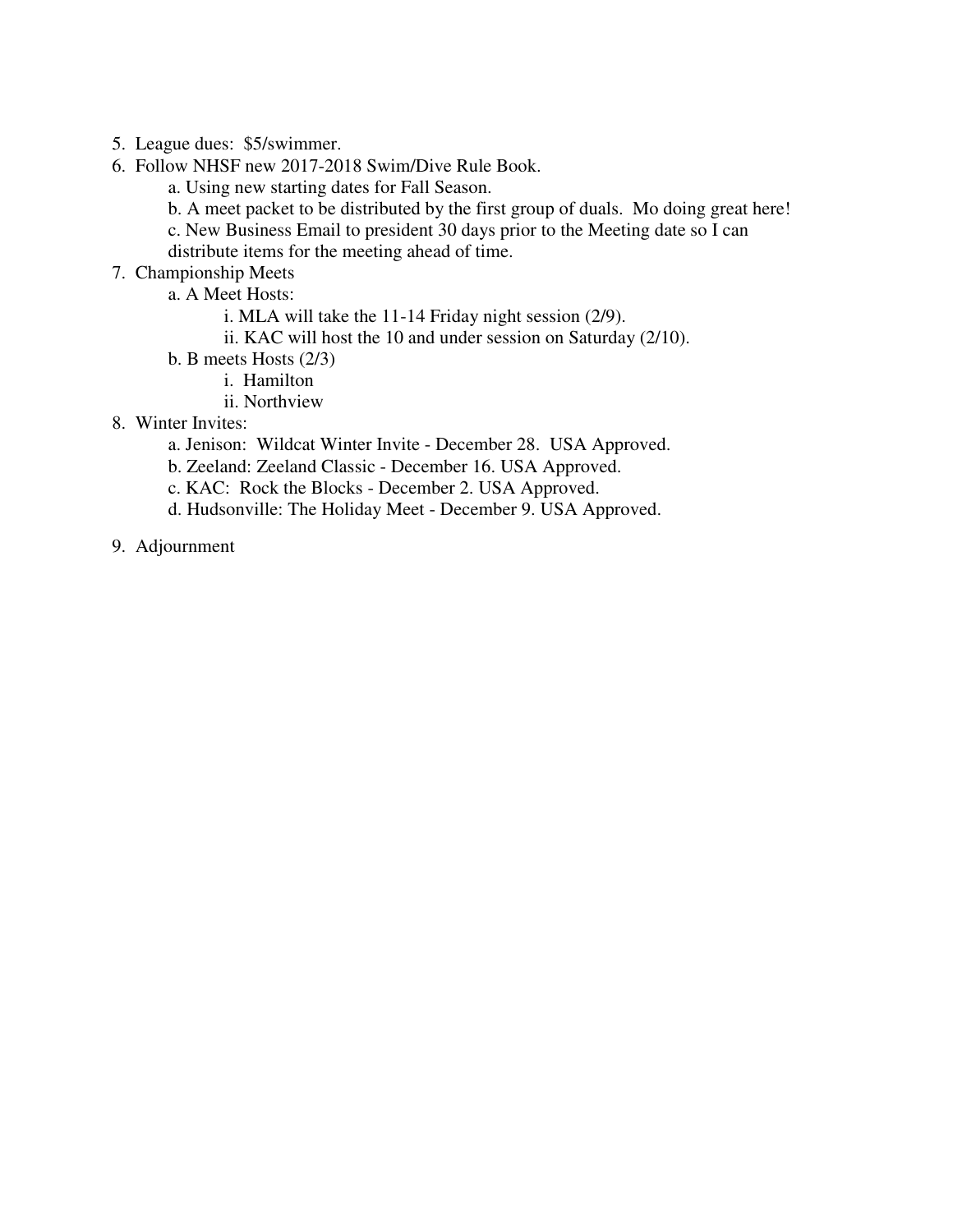5. League dues: $5/swimmer.
6. Follow NHSF new 2017-2018 Swim/Dive Rule Book.
    a. Using new starting dates for Fall Season.
    b. A meet packet to be distributed by the first group of duals. Mo doing great here!
    c. New Business Email to president 30 days prior to the Meeting date so I can distribute items for the meeting ahead of time.
7. Championship Meets
    a. A Meet Hosts:
        i. MLA will take the 11-14 Friday night session (2/9).
        ii. KAC will host the 10 and under session on Saturday (2/10).
    b. B meets Hosts (2/3)
        i. Hamilton
        ii. Northview
8. Winter Invites:
    a. Jenison: Wildcat Winter Invite - December 28. USA Approved.
    b. Zeeland: Zeeland Classic - December 16. USA Approved.
    c. KAC: Rock the Blocks - December 2. USA Approved.
    d. Hudsonville: The Holiday Meet - December 9. USA Approved.

9. Adjournment